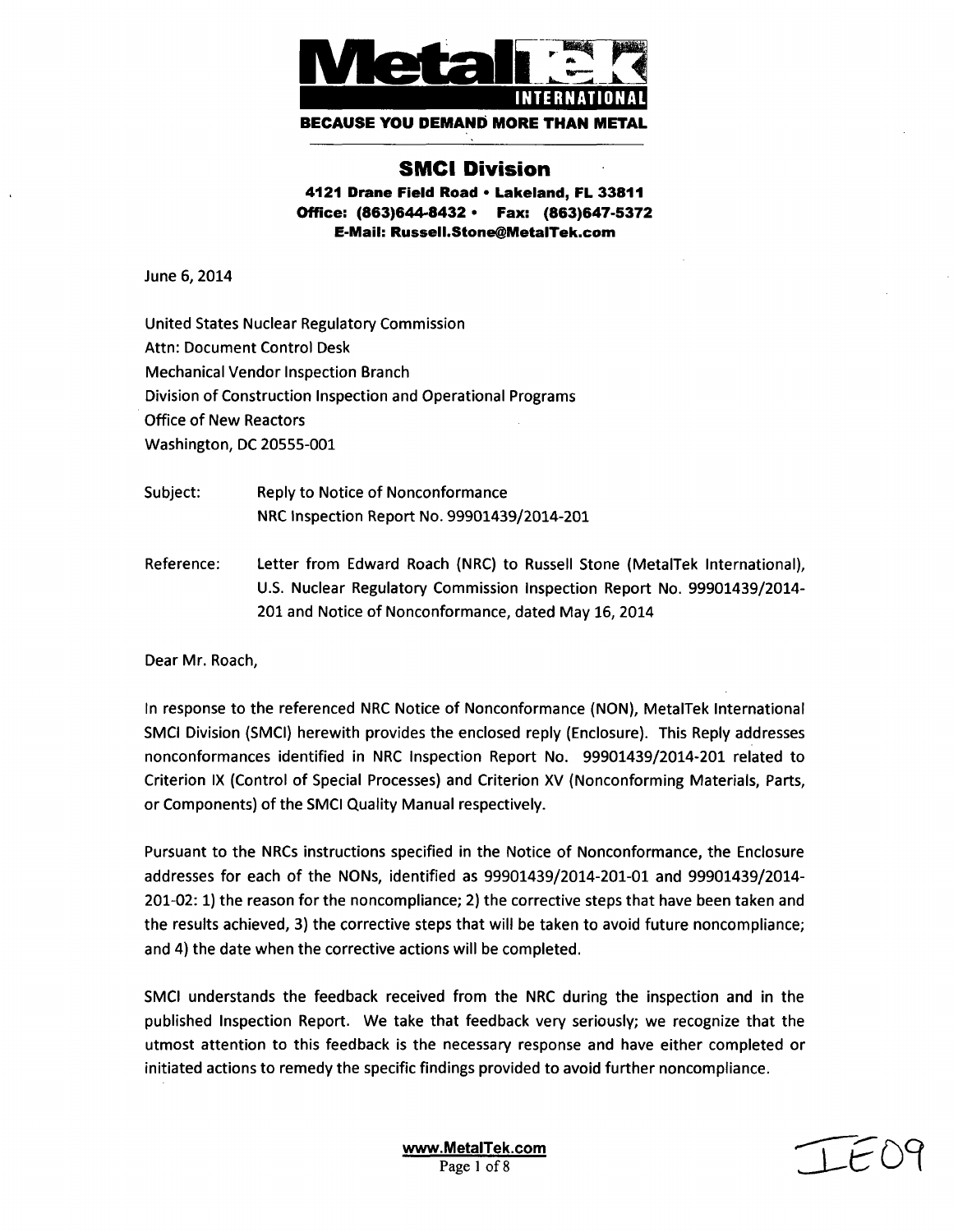**MetalTek INTERNATIONAL**

**BECAUSE YOU DEMAND MORE THAN METAL**

## SMCI Division

**4121 Drane Field Road • Lakeland, FL 33811**
**Office: (863)644-8432 • Fax: (863)647-5372**
**E-Mail: Russell.Stone@MetalTek.com**

June 6, 2014

United States Nuclear Regulatory Commission
Attn: Document Control Desk
Mechanical Vendor Inspection Branch
Division of Construction Inspection and Operational Programs
Office of New Reactors
Washington, DC 20555-001

Subject: Reply to Notice of Nonconformance
NRC Inspection Report No. 99901439/2014-201

Reference: Letter from Edward Roach (NRC) to Russell Stone (MetalTek International), U.S. Nuclear Regulatory Commission Inspection Report No. 99901439/2014-201 and Notice of Nonconformance, dated May 16, 2014

Dear Mr. Roach,

In response to the referenced NRC Notice of Nonconformance (NON), MetalTek International SMCI Division (SMCI) herewith provides the enclosed reply (Enclosure). This Reply addresses nonconformances identified in NRC Inspection Report No. 99901439/2014-201 related to Criterion IX (Control of Special Processes) and Criterion XV (Nonconforming Materials, Parts, or Components) of the SMCI Quality Manual respectively.

Pursuant to the NRCs instructions specified in the Notice of Nonconformance, the Enclosure addresses for each of the NONs, identified as 99901439/2014-201-01 and 99901439/2014-201-02: 1) the reason for the noncompliance; 2) the corrective steps that have been taken and the results achieved, 3) the corrective steps that will be taken to avoid future noncompliance; and 4) the date when the corrective actions will be completed.

SMCI understands the feedback received from the NRC during the inspection and in the published Inspection Report. We take that feedback very seriously; we recognize that the utmost attention to this feedback is the necessary response and have either completed or initiated actions to remedy the specific findings provided to avoid further noncompliance.

www.MetalTek.com

IE09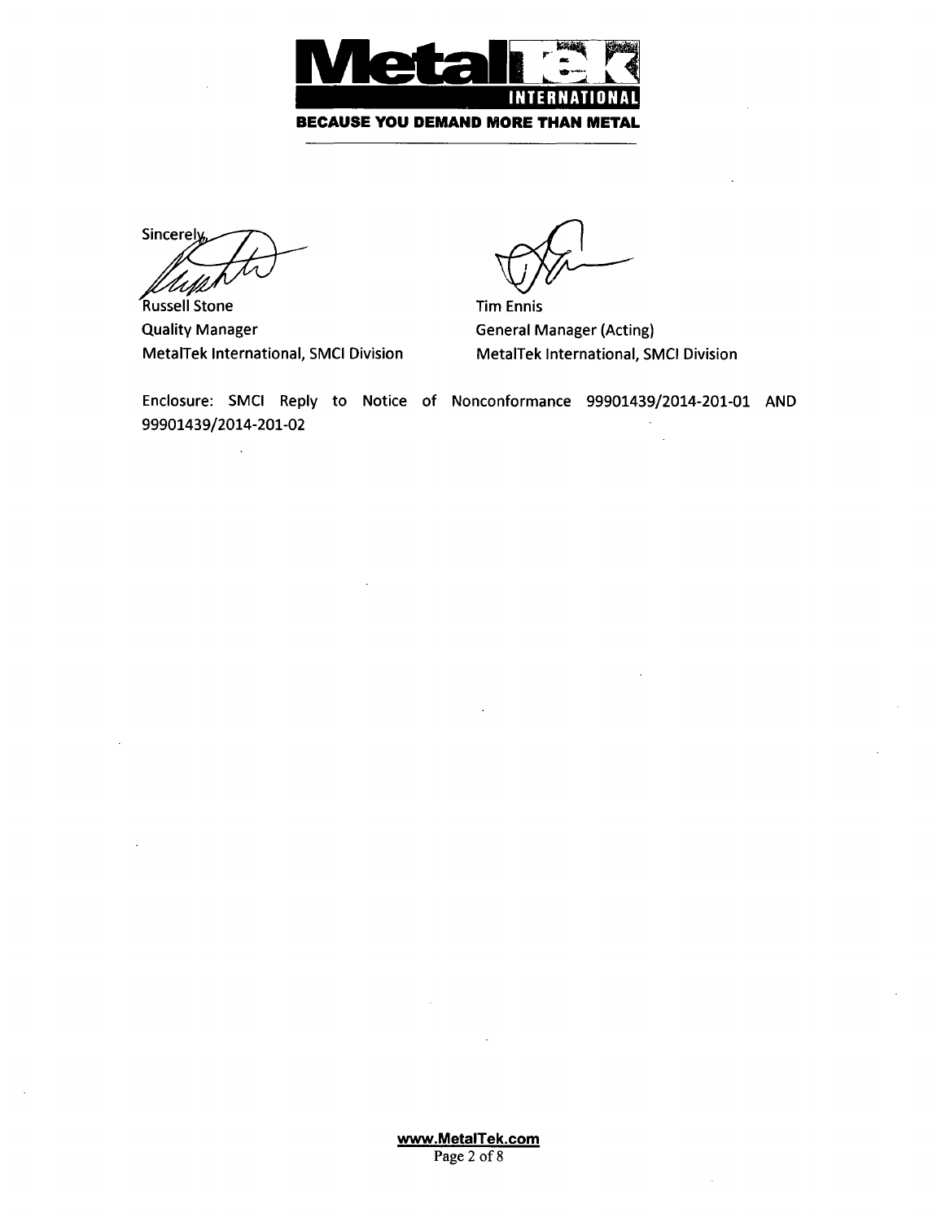Sincerely,

Russell Stone
Quality Manager
MetalTek International, SMCI Division

Tim Ennis
General Manager (Acting)
MetalTek International, SMCI Division

Enclosure: SMCI Reply to Notice of Nonconformance 99901439/2014-201-01 AND 99901439/2014-201-02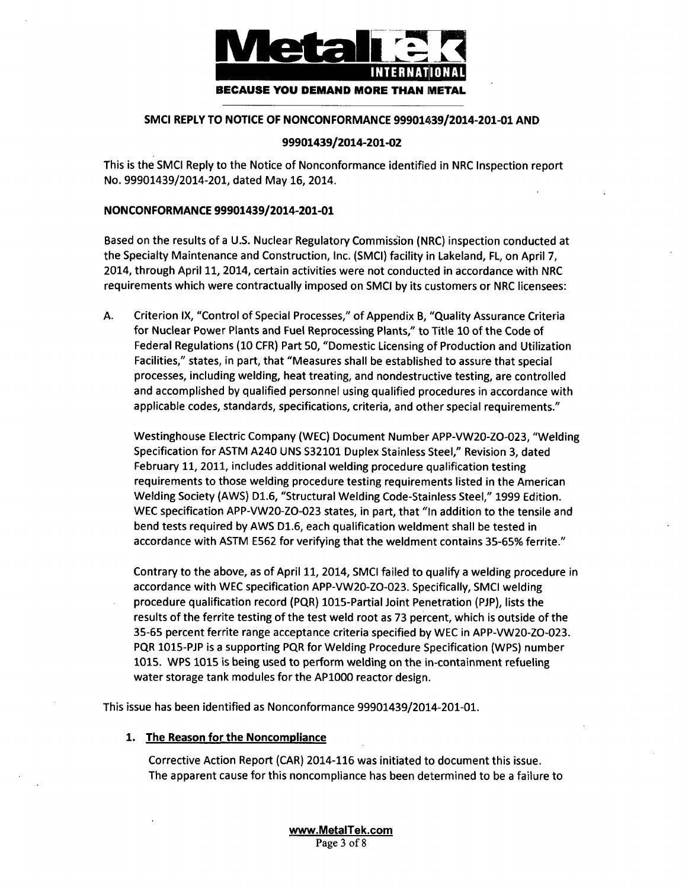**BECAUSE YOU DEMAND MORE THAN METAL**

## SMCI REPLY TO NOTICE OF NONCONFORMANCE 99901439/2014-201-01 AND 99901439/2014-201-02

This is the SMCI Reply to the Notice of Nonconformance identified in NRC Inspection report No. 99901439/2014-201, dated May 16, 2014.

### NONCONFORMANCE 99901439/2014-201-01

Based on the results of a U.S. Nuclear Regulatory Commission (NRC) inspection conducted at the Specialty Maintenance and Construction, Inc. (SMCI) facility in Lakeland, FL, on April 7, 2014, through April 11, 2014, certain activities were not conducted in accordance with NRC requirements which were contractually imposed on SMCI by its customers or NRC licensees:

A. Criterion IX, "Control of Special Processes," of Appendix B, "Quality Assurance Criteria for Nuclear Power Plants and Fuel Reprocessing Plants," to Title 10 of the Code of Federal Regulations (10 CFR) Part 50, "Domestic Licensing of Production and Utilization Facilities," states, in part, that "Measures shall be established to assure that special processes, including welding, heat treating, and nondestructive testing, are controlled and accomplished by qualified personnel using qualified procedures in accordance with applicable codes, standards, specifications, criteria, and other special requirements."

   Westinghouse Electric Company (WEC) Document Number APP-VW20-ZO-023, "Welding Specification for ASTM A240 UNS S32101 Duplex Stainless Steel," Revision 3, dated February 11, 2011, includes additional welding procedure qualification testing requirements to those welding procedure testing requirements listed in the American Welding Society (AWS) D1.6, "Structural Welding Code-Stainless Steel," 1999 Edition. WEC specification APP-VW20-ZO-023 states, in part, that "In addition to the tensile and bend tests required by AWS D1.6, each qualification weldment shall be tested in accordance with ASTM E562 for verifying that the weldment contains 35-65% ferrite."

   Contrary to the above, as of April 11, 2014, SMCI failed to qualify a welding procedure in accordance with WEC specification APP-VW20-ZO-023. Specifically, SMCI welding procedure qualification record (PQR) 1015-Partial Joint Penetration (PJP), lists the results of the ferrite testing of the test weld root as 73 percent, which is outside of the 35-65 percent ferrite range acceptance criteria specified by WEC in APP-VW20-ZO-023. PQR 1015-PJP is a supporting PQR for Welding Procedure Specification (WPS) number 1015. WPS 1015 is being used to perform welding on the in-containment refueling water storage tank modules for the AP1000 reactor design.

This issue has been identified as Nonconformance 99901439/2014-201-01.

1. **The Reason for the Noncompliance**

   Corrective Action Report (CAR) 2014-116 was initiated to document this issue. The apparent cause for this noncompliance has been determined to be a failure to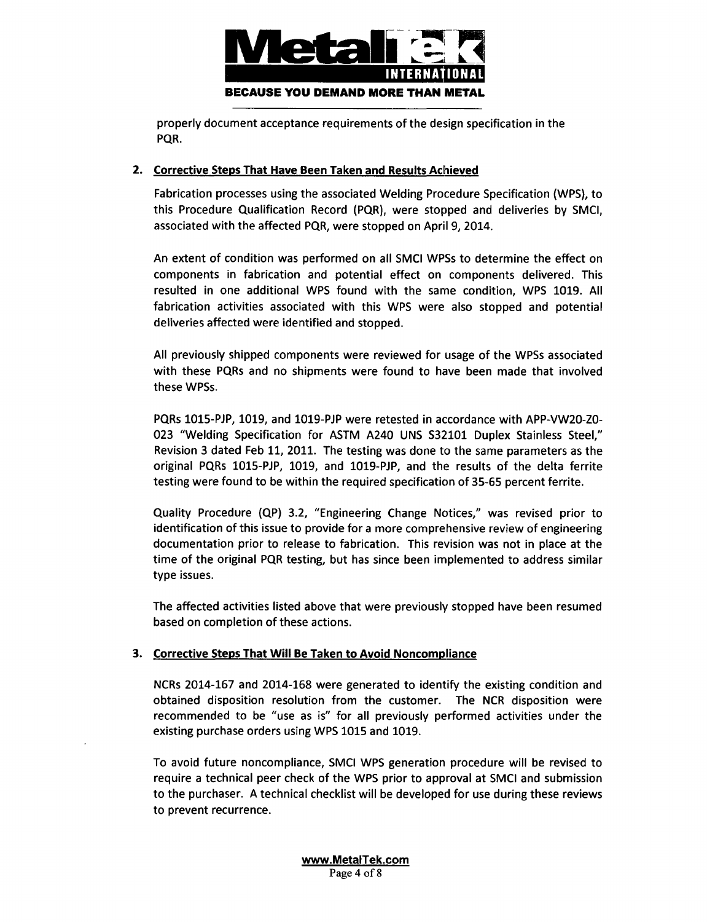properly document acceptance requirements of the design specification in the PQR.

## 2. Corrective Steps That Have Been Taken and Results Achieved

Fabrication processes using the associated Welding Procedure Specification (WPS), to this Procedure Qualification Record (PQR), were stopped and deliveries by SMCI, associated with the affected PQR, were stopped on April 9, 2014.

An extent of condition was performed on all SMCI WPSs to determine the effect on components in fabrication and potential effect on components delivered. This resulted in one additional WPS found with the same condition, WPS 1019. All fabrication activities associated with this WPS were also stopped and potential deliveries affected were identified and stopped.

All previously shipped components were reviewed for usage of the WPSs associated with these PQRs and no shipments were found to have been made that involved these WPSs.

PQRs 1015-PJP, 1019, and 1019-PJP were retested in accordance with APP-VW20-Z0-023 "Welding Specification for ASTM A240 UNS S32101 Duplex Stainless Steel," Revision 3 dated Feb 11, 2011. The testing was done to the same parameters as the original PQRs 1015-PJP, 1019, and 1019-PJP, and the results of the delta ferrite testing were found to be within the required specification of 35-65 percent ferrite.

Quality Procedure (QP) 3.2, "Engineering Change Notices," was revised prior to identification of this issue to provide for a more comprehensive review of engineering documentation prior to release to fabrication. This revision was not in place at the time of the original PQR testing, but has since been implemented to address similar type issues.

The affected activities listed above that were previously stopped have been resumed based on completion of these actions.

## 3. Corrective Steps That Will Be Taken to Avoid Noncompliance

NCRs 2014-167 and 2014-168 were generated to identify the existing condition and obtained disposition resolution from the customer. The NCR disposition were recommended to be "use as is" for all previously performed activities under the existing purchase orders using WPS 1015 and 1019.

To avoid future noncompliance, SMCI WPS generation procedure will be revised to require a technical peer check of the WPS prior to approval at SMCI and submission to the purchaser. A technical checklist will be developed for use during these reviews to prevent recurrence.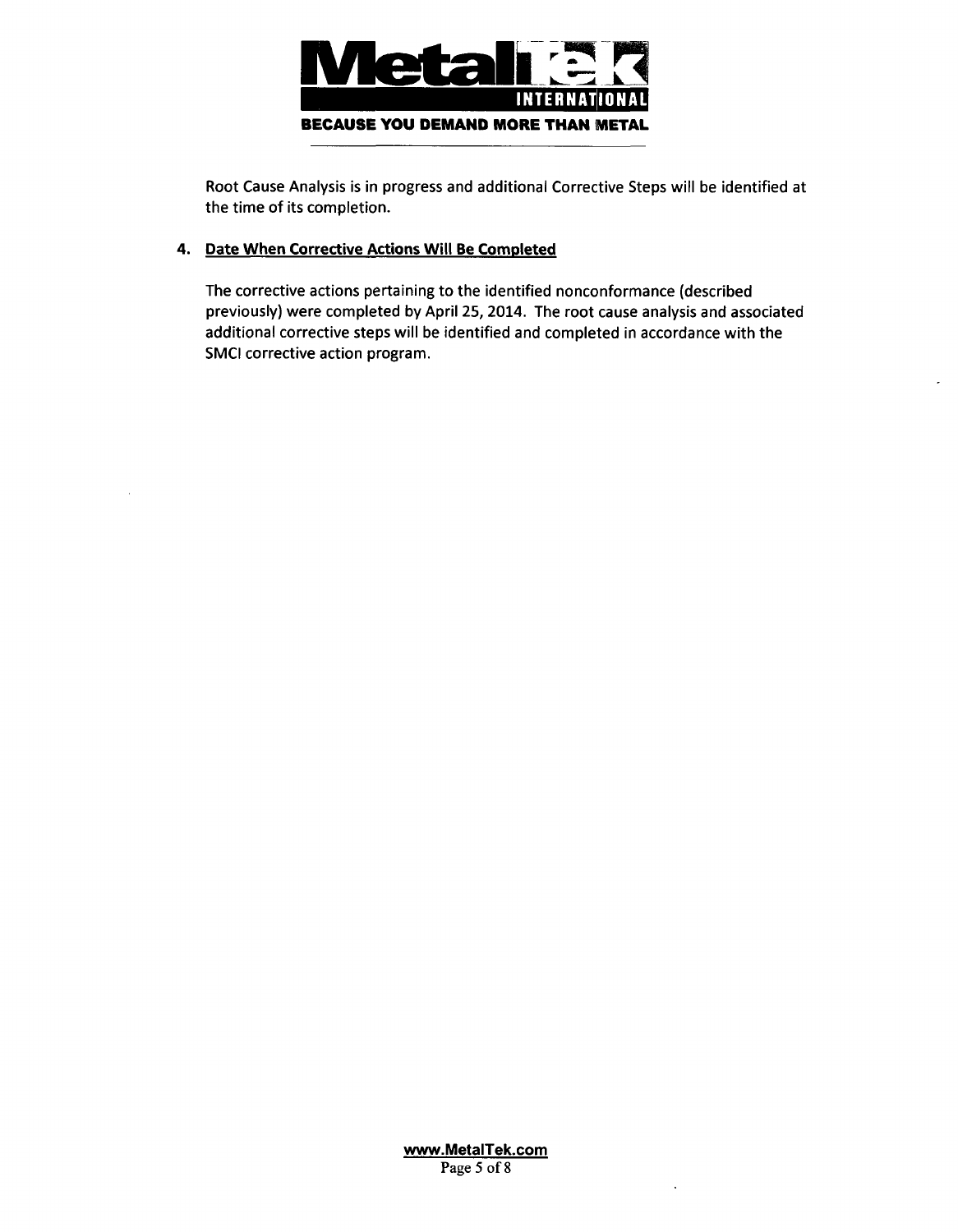Root Cause Analysis is in progress and additional Corrective Steps will be identified at the time of its completion.

## 4. Date When Corrective Actions Will Be Completed

The corrective actions pertaining to the identified nonconformance (described previously) were completed by April 25, 2014. The root cause analysis and associated additional corrective steps will be identified and completed in accordance with the SMCI corrective action program.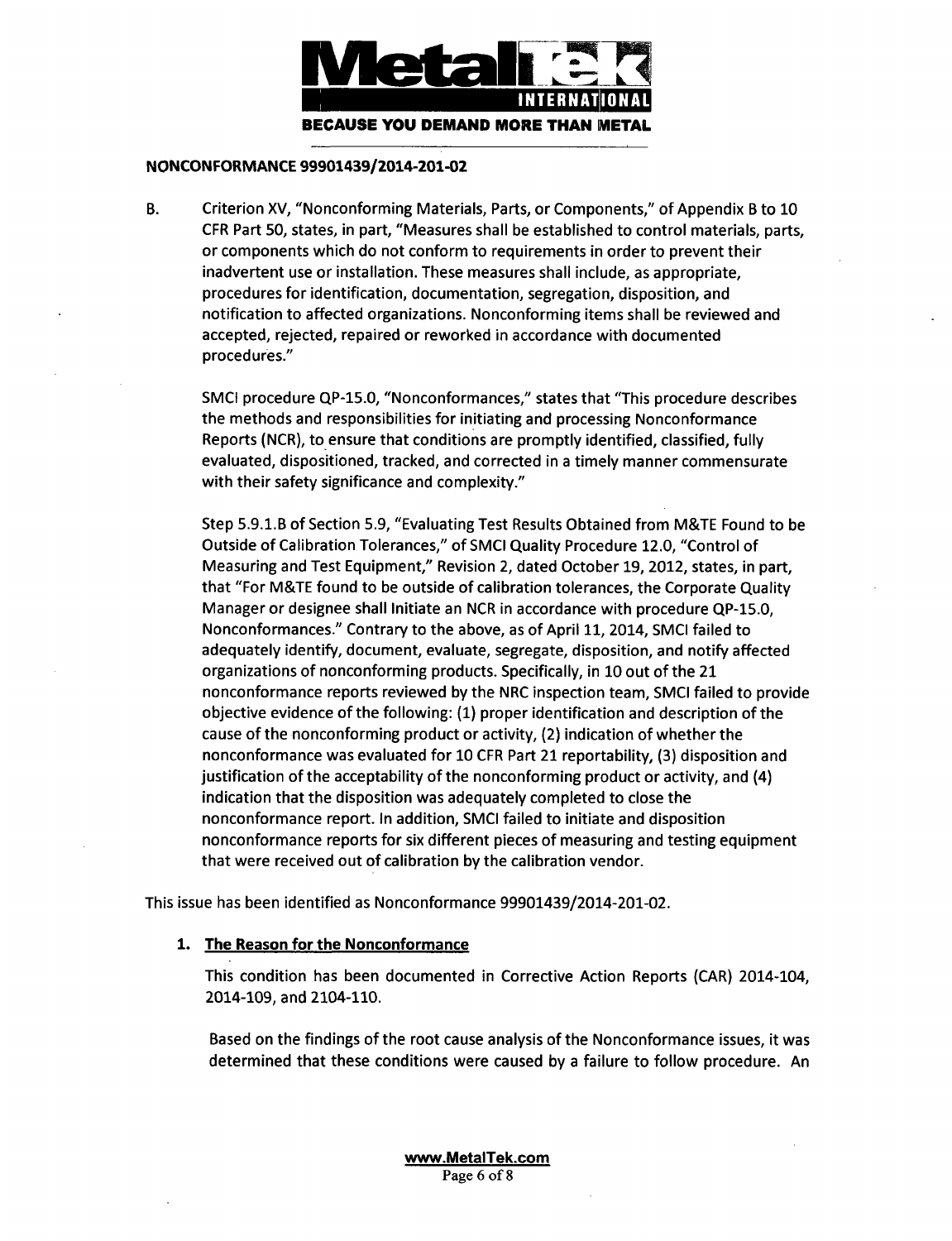## NONCONFORMANCE 99901439/2014-201-02

B. Criterion XV, "Nonconforming Materials, Parts, or Components," of Appendix B to 10 CFR Part 50, states, in part, "Measures shall be established to control materials, parts, or components which do not conform to requirements in order to prevent their inadvertent use or installation. These measures shall include, as appropriate, procedures for identification, documentation, segregation, disposition, and notification to affected organizations. Nonconforming items shall be reviewed and accepted, rejected, repaired or reworked in accordance with documented procedures."

SMCI procedure QP-15.0, "Nonconformances," states that "This procedure describes the methods and responsibilities for initiating and processing Nonconformance Reports (NCR), to ensure that conditions are promptly identified, classified, fully evaluated, dispositioned, tracked, and corrected in a timely manner commensurate with their safety significance and complexity."

Step 5.9.1.B of Section 5.9, "Evaluating Test Results Obtained from M&TE Found to be Outside of Calibration Tolerances," of SMCI Quality Procedure 12.0, "Control of Measuring and Test Equipment," Revision 2, dated October 19, 2012, states, in part, that "For M&TE found to be outside of calibration tolerances, the Corporate Quality Manager or designee shall Initiate an NCR in accordance with procedure QP-15.0, Nonconformances." Contrary to the above, as of April 11, 2014, SMCI failed to adequately identify, document, evaluate, segregate, disposition, and notify affected organizations of nonconforming products. Specifically, in 10 out of the 21 nonconformance reports reviewed by the NRC inspection team, SMCI failed to provide objective evidence of the following: (1) proper identification and description of the cause of the nonconforming product or activity, (2) indication of whether the nonconformance was evaluated for 10 CFR Part 21 reportability, (3) disposition and justification of the acceptability of the nonconforming product or activity, and (4) indication that the disposition was adequately completed to close the nonconformance report. In addition, SMCI failed to initiate and disposition nonconformance reports for six different pieces of measuring and testing equipment that were received out of calibration by the calibration vendor.

This issue has been identified as Nonconformance 99901439/2014-201-02.

1. **The Reason for the Nonconformance**

   This condition has been documented in Corrective Action Reports (CAR) 2014-104, 2014-109, and 2104-110.

   Based on the findings of the root cause analysis of the Nonconformance issues, it was determined that these conditions were caused by a failure to follow procedure. An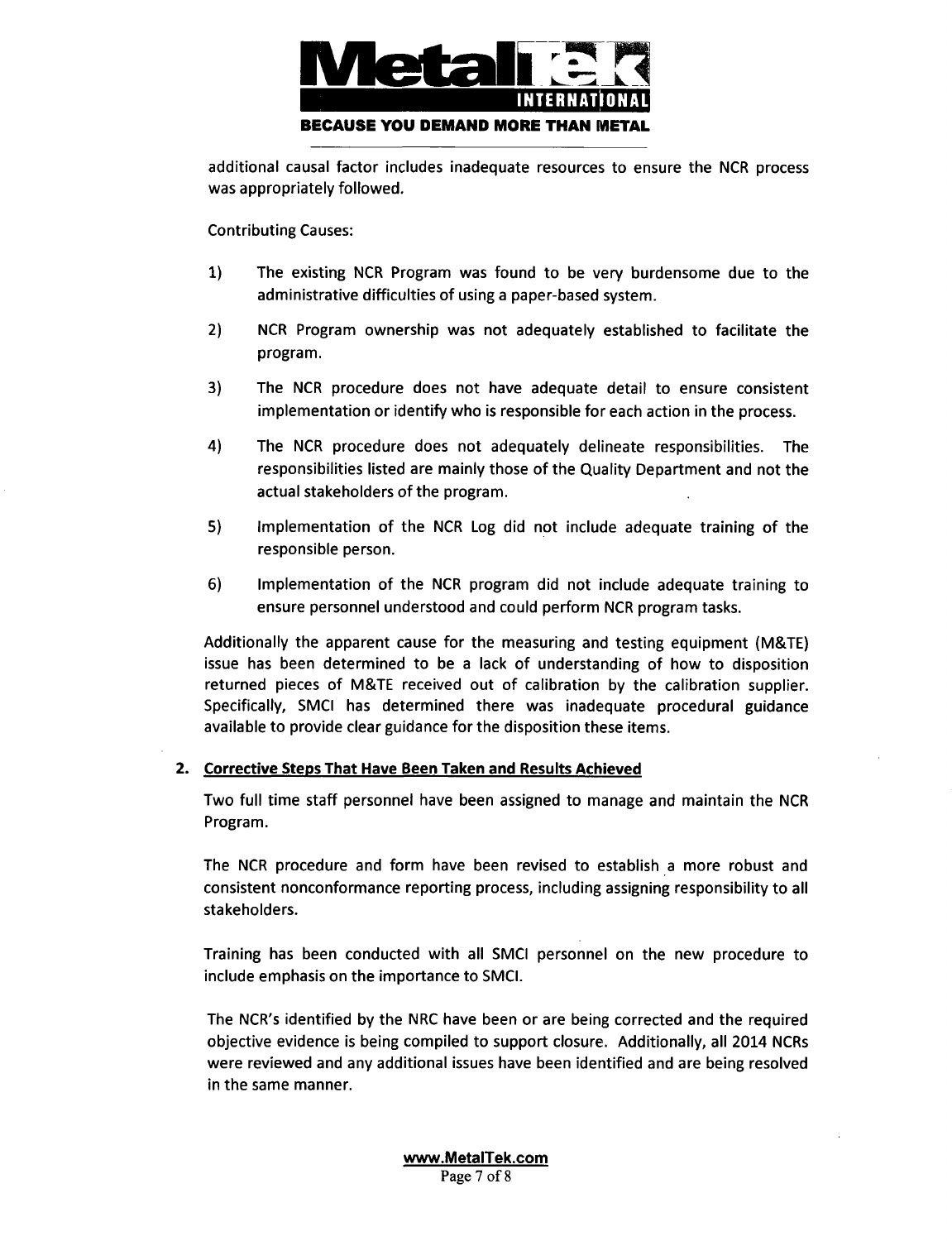additional causal factor includes inadequate resources to ensure the NCR process was appropriately followed.

Contributing Causes:

1) The existing NCR Program was found to be very burdensome due to the administrative difficulties of using a paper-based system.

2) NCR Program ownership was not adequately established to facilitate the program.

3) The NCR procedure does not have adequate detail to ensure consistent implementation or identify who is responsible for each action in the process.

4) The NCR procedure does not adequately delineate responsibilities. The responsibilities listed are mainly those of the Quality Department and not the actual stakeholders of the program.

5) Implementation of the NCR Log did not include adequate training of the responsible person.

6) Implementation of the NCR program did not include adequate training to ensure personnel understood and could perform NCR program tasks.

Additionally the apparent cause for the measuring and testing equipment (M&TE) issue has been determined to be a lack of understanding of how to disposition returned pieces of M&TE received out of calibration by the calibration supplier. Specifically, SMCI has determined there was inadequate procedural guidance available to provide clear guidance for the disposition these items.

## 2. Corrective Steps That Have Been Taken and Results Achieved

Two full time staff personnel have been assigned to manage and maintain the NCR Program.

The NCR procedure and form have been revised to establish a more robust and consistent nonconformance reporting process, including assigning responsibility to all stakeholders.

Training has been conducted with all SMCI personnel on the new procedure to include emphasis on the importance to SMCI.

The NCR's identified by the NRC have been or are being corrected and the required objective evidence is being compiled to support closure. Additionally, all 2014 NCRs were reviewed and any additional issues have been identified and are being resolved in the same manner.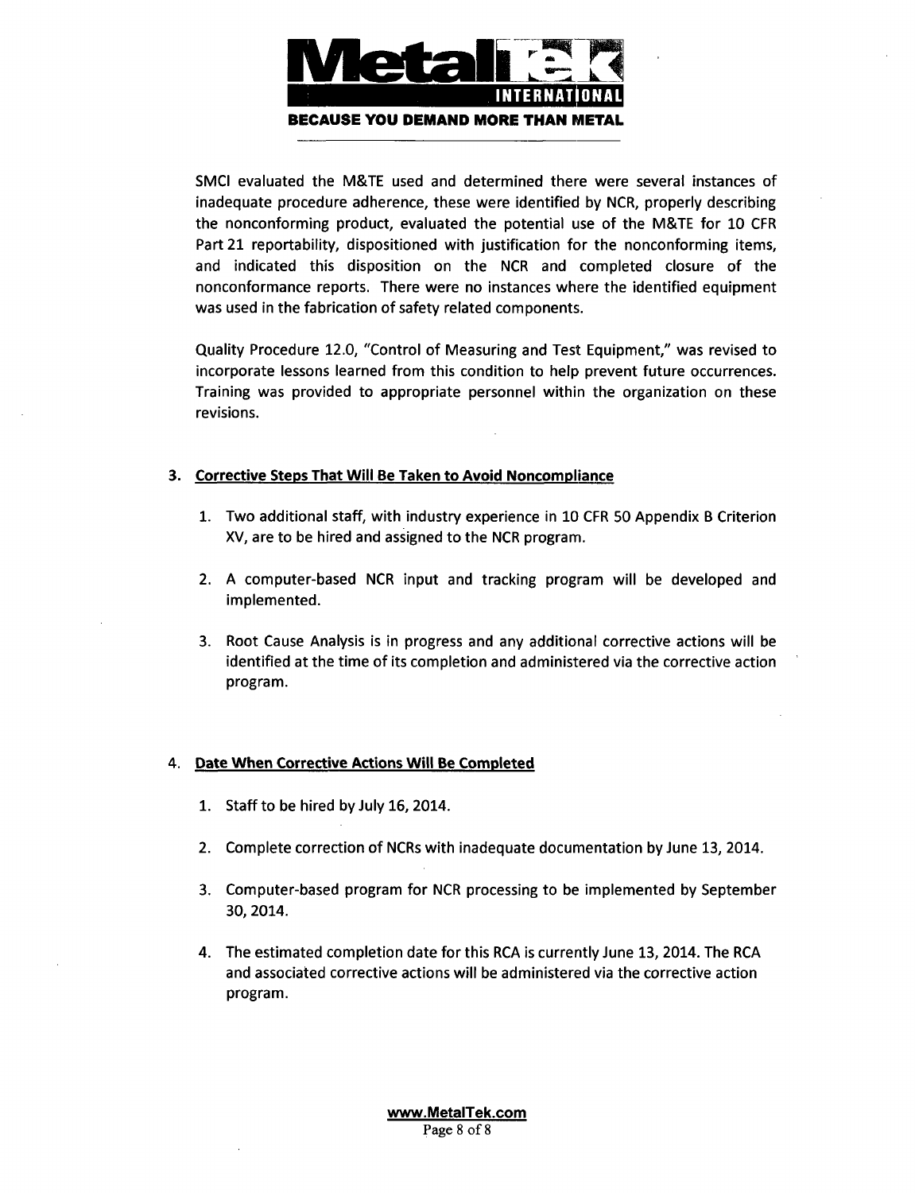SMCI evaluated the M&TE used and determined there were several instances of inadequate procedure adherence, these were identified by NCR, properly describing the nonconforming product, evaluated the potential use of the M&TE for 10 CFR Part 21 reportability, dispositioned with justification for the nonconforming items, and indicated this disposition on the NCR and completed closure of the nonconformance reports. There were no instances where the identified equipment was used in the fabrication of safety related components.

Quality Procedure 12.0, "Control of Measuring and Test Equipment," was revised to incorporate lessons learned from this condition to help prevent future occurrences. Training was provided to appropriate personnel within the organization on these revisions.

## 3. Corrective Steps That Will Be Taken to Avoid Noncompliance

1. Two additional staff, with industry experience in 10 CFR 50 Appendix B Criterion XV, are to be hired and assigned to the NCR program.
2. A computer-based NCR input and tracking program will be developed and implemented.
3. Root Cause Analysis is in progress and any additional corrective actions will be identified at the time of its completion and administered via the corrective action program.

## 4. Date When Corrective Actions Will Be Completed

1. Staff to be hired by July 16, 2014.
2. Complete correction of NCRs with inadequate documentation by June 13, 2014.
3. Computer-based program for NCR processing to be implemented by September 30, 2014.
4. The estimated completion date for this RCA is currently June 13, 2014. The RCA and associated corrective actions will be administered via the corrective action program.